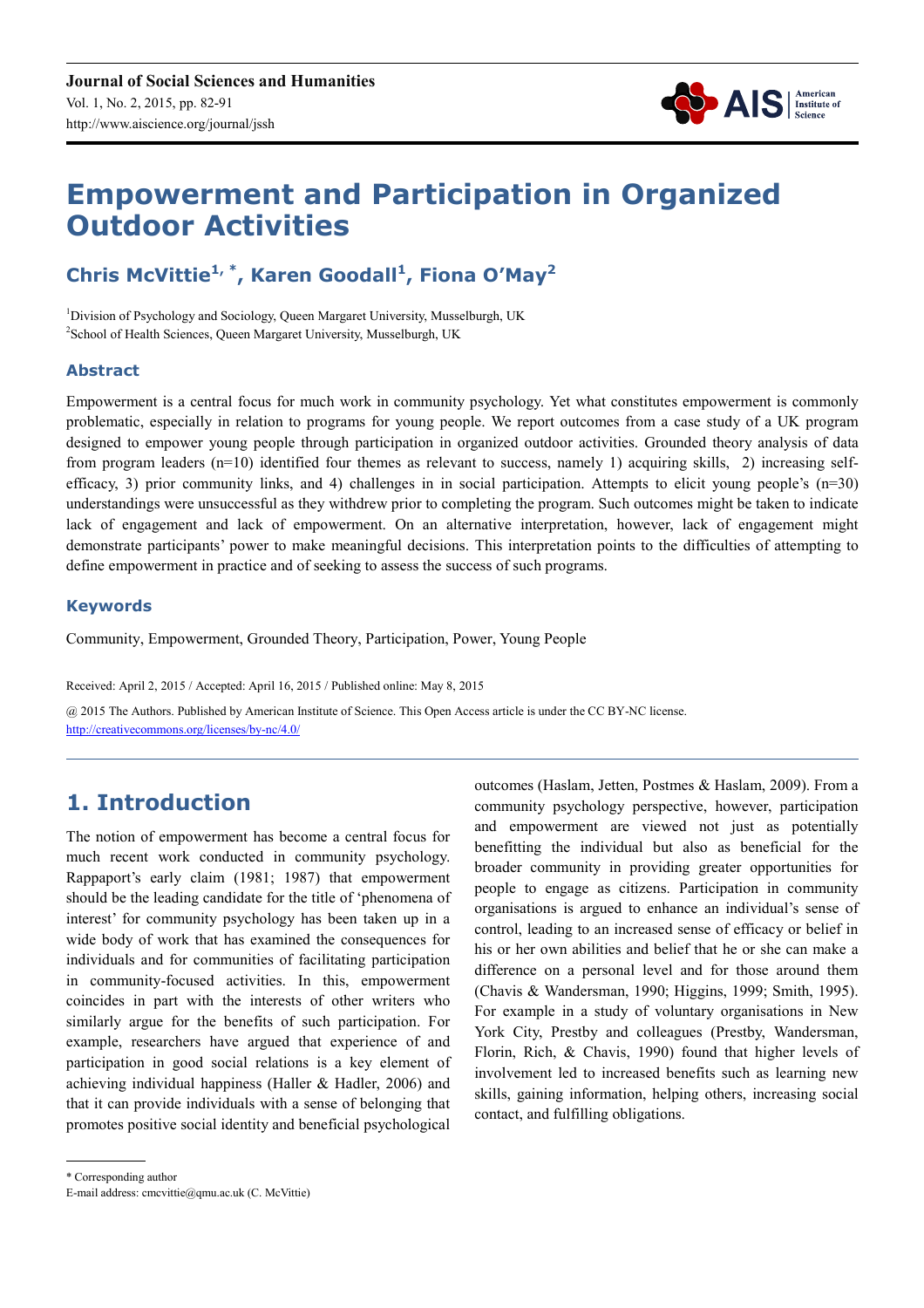# Empowerment and Participation in Organized Outdoor Activities

**Chris McVittie[1, *], Karen Goodall[1], Fiona O'May[2]**

[1]Division of Psychology and Sociology, Queen Margaret University, Musselburgh, UK
[2]School of Health Sciences, Queen Margaret University, Musselburgh, UK

### Abstract

Empowerment is a central focus for much work in community psychology. Yet what constitutes empowerment is commonly problematic, especially in relation to programs for young people. We report outcomes from a case study of a UK program designed to empower young people through participation in organized outdoor activities. Grounded theory analysis of data from program leaders (n=10) identified four themes as relevant to success, namely 1) acquiring skills, 2) increasing self-efficacy, 3) prior community links, and 4) challenges in in social participation. Attempts to elicit young people's (n=30) understandings were unsuccessful as they withdrew prior to completing the program. Such outcomes might be taken to indicate lack of engagement and lack of empowerment. On an alternative interpretation, however, lack of engagement might demonstrate participants' power to make meaningful decisions. This interpretation points to the difficulties of attempting to define empowerment in practice and of seeking to assess the success of such programs.

### Keywords

Community, Empowerment, Grounded Theory, Participation, Power, Young People

Received: April 2, 2015 / Accepted: April 16, 2015 / Published online: May 8, 2015

@ 2015 The Authors. Published by American Institute of Science. This Open Access article is under the CC BY-NC license.
http://creativecommons.org/licenses/by-nc/4.0/

## 1. Introduction

The notion of empowerment has become a central focus for much recent work conducted in community psychology. Rappaport's early claim (1981; 1987) that empowerment should be the leading candidate for the title of 'phenomena of interest' for community psychology has been taken up in a wide body of work that has examined the consequences for individuals and for communities of facilitating participation in community-focused activities. In this, empowerment coincides in part with the interests of other writers who similarly argue for the benefits of such participation. For example, researchers have argued that experience of and participation in good social relations is a key element of achieving individual happiness (Haller & Hadler, 2006) and that it can provide individuals with a sense of belonging that promotes positive social identity and beneficial psychological outcomes (Haslam, Jetten, Postmes & Haslam, 2009). From a community psychology perspective, however, participation and empowerment are viewed not just as potentially benefitting the individual but also as beneficial for the broader community in providing greater opportunities for people to engage as citizens. Participation in community organisations is argued to enhance an individual's sense of control, leading to an increased sense of efficacy or belief in his or her own abilities and belief that he or she can make a difference on a personal level and for those around them (Chavis & Wandersman, 1990; Higgins, 1999; Smith, 1995). For example in a study of voluntary organisations in New York City, Prestby and colleagues (Prestby, Wandersman, Florin, Rich, & Chavis, 1990) found that higher levels of involvement led to increased benefits such as learning new skills, gaining information, helping others, increasing social contact, and fulfilling obligations.

* Corresponding author
E-mail address: cmcvittie@qmu.ac.uk (C. McVittie)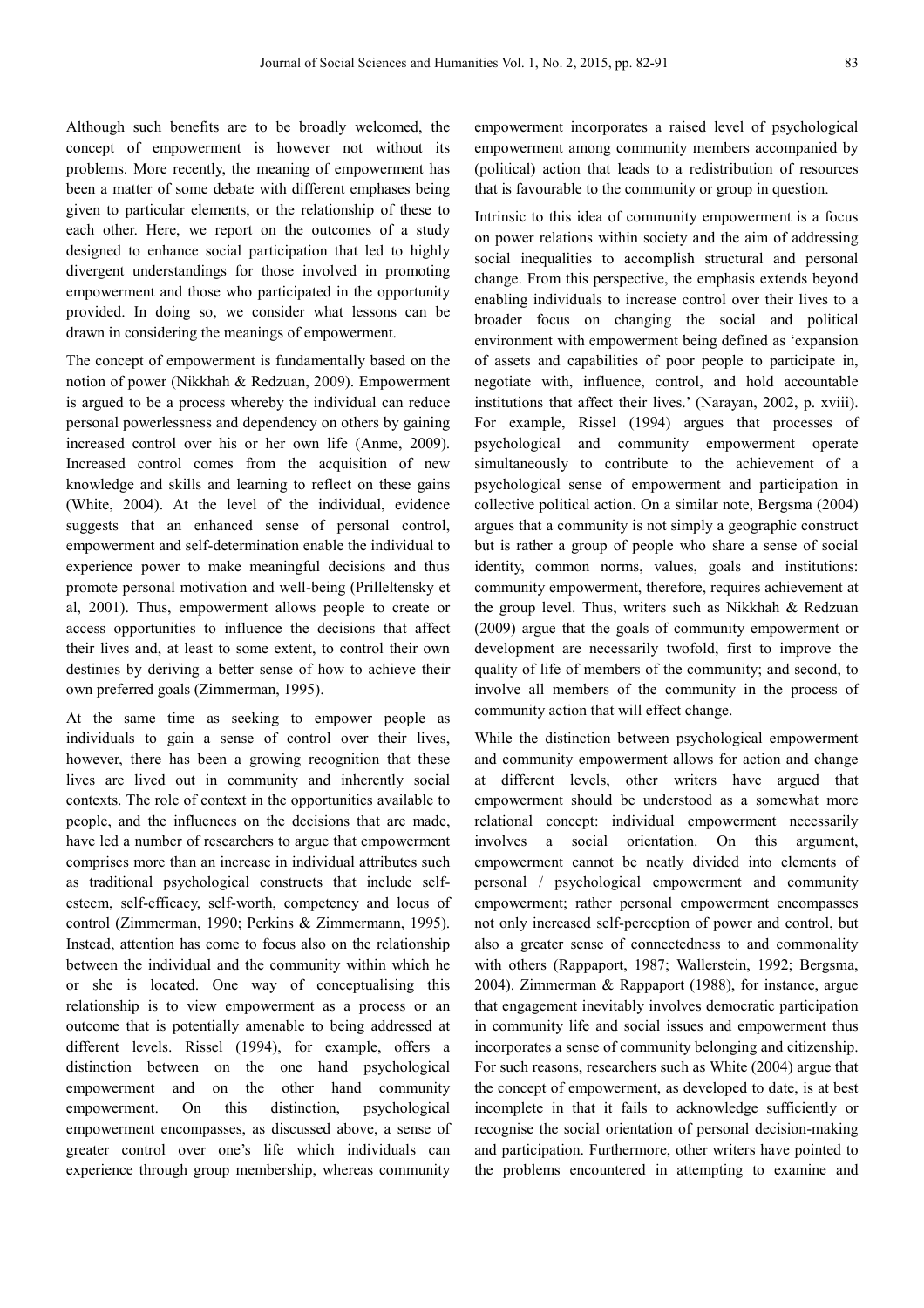Although such benefits are to be broadly welcomed, the concept of empowerment is however not without its problems. More recently, the meaning of empowerment has been a matter of some debate with different emphases being given to particular elements, or the relationship of these to each other. Here, we report on the outcomes of a study designed to enhance social participation that led to highly divergent understandings for those involved in promoting empowerment and those who participated in the opportunity provided. In doing so, we consider what lessons can be drawn in considering the meanings of empowerment.

The concept of empowerment is fundamentally based on the notion of power (Nikkhah & Redzuan, 2009). Empowerment is argued to be a process whereby the individual can reduce personal powerlessness and dependency on others by gaining increased control over his or her own life (Anme, 2009). Increased control comes from the acquisition of new knowledge and skills and learning to reflect on these gains (White, 2004). At the level of the individual, evidence suggests that an enhanced sense of personal control, empowerment and self-determination enable the individual to experience power to make meaningful decisions and thus promote personal motivation and well-being (Prilleltensky et al, 2001). Thus, empowerment allows people to create or access opportunities to influence the decisions that affect their lives and, at least to some extent, to control their own destinies by deriving a better sense of how to achieve their own preferred goals (Zimmerman, 1995).

At the same time as seeking to empower people as individuals to gain a sense of control over their lives, however, there has been a growing recognition that these lives are lived out in community and inherently social contexts. The role of context in the opportunities available to people, and the influences on the decisions that are made, have led a number of researchers to argue that empowerment comprises more than an increase in individual attributes such as traditional psychological constructs that include self-esteem, self-efficacy, self-worth, competency and locus of control (Zimmerman, 1990; Perkins & Zimmermann, 1995). Instead, attention has come to focus also on the relationship between the individual and the community within which he or she is located. One way of conceptualising this relationship is to view empowerment as a process or an outcome that is potentially amenable to being addressed at different levels. Rissel (1994), for example, offers a distinction between on the one hand psychological empowerment and on the other hand community empowerment. On this distinction, psychological empowerment encompasses, as discussed above, a sense of greater control over one's life which individuals can experience through group membership, whereas community empowerment incorporates a raised level of psychological empowerment among community members accompanied by (political) action that leads to a redistribution of resources that is favourable to the community or group in question.

Intrinsic to this idea of community empowerment is a focus on power relations within society and the aim of addressing social inequalities to accomplish structural and personal change. From this perspective, the emphasis extends beyond enabling individuals to increase control over their lives to a broader focus on changing the social and political environment with empowerment being defined as 'expansion of assets and capabilities of poor people to participate in, negotiate with, influence, control, and hold accountable institutions that affect their lives.' (Narayan, 2002, p. xviii). For example, Rissel (1994) argues that processes of psychological and community empowerment operate simultaneously to contribute to the achievement of a psychological sense of empowerment and participation in collective political action. On a similar note, Bergsma (2004) argues that a community is not simply a geographic construct but is rather a group of people who share a sense of social identity, common norms, values, goals and institutions: community empowerment, therefore, requires achievement at the group level. Thus, writers such as Nikkhah & Redzuan (2009) argue that the goals of community empowerment or development are necessarily twofold, first to improve the quality of life of members of the community; and second, to involve all members of the community in the process of community action that will effect change.

While the distinction between psychological empowerment and community empowerment allows for action and change at different levels, other writers have argued that empowerment should be understood as a somewhat more relational concept: individual empowerment necessarily involves a social orientation. On this argument, empowerment cannot be neatly divided into elements of personal / psychological empowerment and community empowerment; rather personal empowerment encompasses not only increased self-perception of power and control, but also a greater sense of connectedness to and commonality with others (Rappaport, 1987; Wallerstein, 1992; Bergsma, 2004). Zimmerman & Rappaport (1988), for instance, argue that engagement inevitably involves democratic participation in community life and social issues and empowerment thus incorporates a sense of community belonging and citizenship. For such reasons, researchers such as White (2004) argue that the concept of empowerment, as developed to date, is at best incomplete in that it fails to acknowledge sufficiently or recognise the social orientation of personal decision-making and participation. Furthermore, other writers have pointed to the problems encountered in attempting to examine and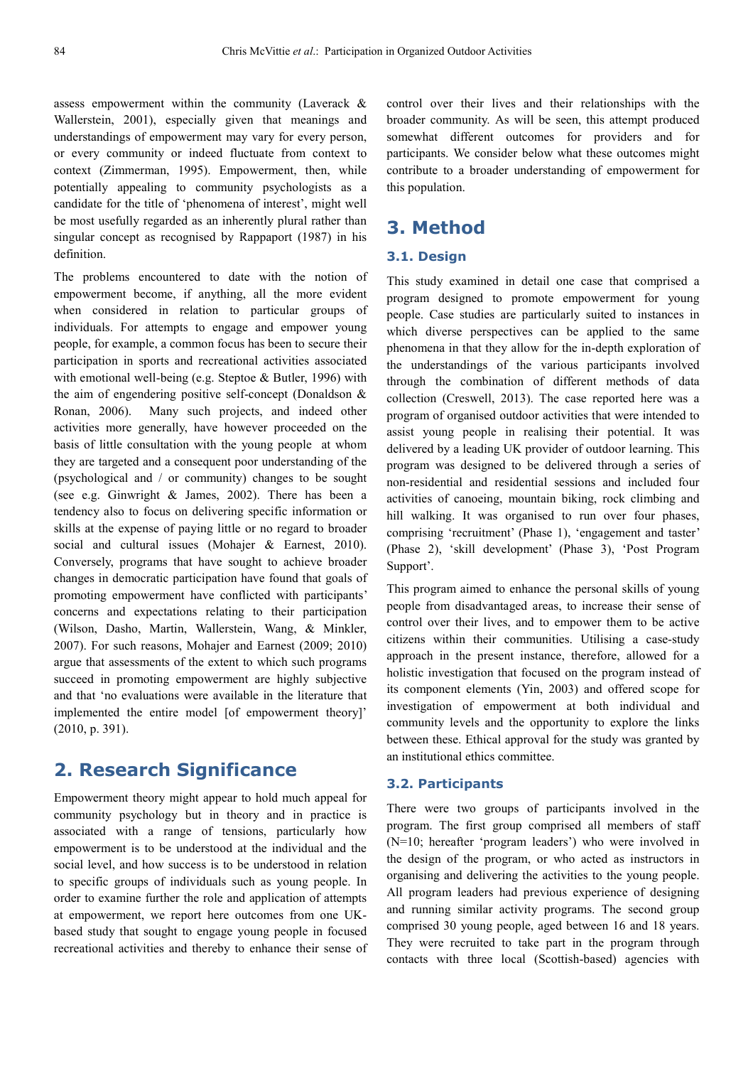assess empowerment within the community (Laverack & Wallerstein, 2001), especially given that meanings and understandings of empowerment may vary for every person, or every community or indeed fluctuate from context to context (Zimmerman, 1995). Empowerment, then, while potentially appealing to community psychologists as a candidate for the title of 'phenomena of interest', might well be most usefully regarded as an inherently plural rather than singular concept as recognised by Rappaport (1987) in his definition.

The problems encountered to date with the notion of empowerment become, if anything, all the more evident when considered in relation to particular groups of individuals. For attempts to engage and empower young people, for example, a common focus has been to secure their participation in sports and recreational activities associated with emotional well-being (e.g. Steptoe & Butler, 1996) with the aim of engendering positive self-concept (Donaldson & Ronan, 2006). Many such projects, and indeed other activities more generally, have however proceeded on the basis of little consultation with the young people at whom they are targeted and a consequent poor understanding of the (psychological and / or community) changes to be sought (see e.g. Ginwright & James, 2002). There has been a tendency also to focus on delivering specific information or skills at the expense of paying little or no regard to broader social and cultural issues (Mohajer & Earnest, 2010). Conversely, programs that have sought to achieve broader changes in democratic participation have found that goals of promoting empowerment have conflicted with participants' concerns and expectations relating to their participation (Wilson, Dasho, Martin, Wallerstein, Wang, & Minkler, 2007). For such reasons, Mohajer and Earnest (2009; 2010) argue that assessments of the extent to which such programs succeed in promoting empowerment are highly subjective and that 'no evaluations were available in the literature that implemented the entire model [of empowerment theory]' (2010, p. 391).

## 2. Research Significance

Empowerment theory might appear to hold much appeal for community psychology but in theory and in practice is associated with a range of tensions, particularly how empowerment is to be understood at the individual and the social level, and how success is to be understood in relation to specific groups of individuals such as young people. In order to examine further the role and application of attempts at empowerment, we report here outcomes from one UK-based study that sought to engage young people in focused recreational activities and thereby to enhance their sense of control over their lives and their relationships with the broader community. As will be seen, this attempt produced somewhat different outcomes for providers and for participants. We consider below what these outcomes might contribute to a broader understanding of empowerment for this population.

## 3. Method

### 3.1. Design

This study examined in detail one case that comprised a program designed to promote empowerment for young people. Case studies are particularly suited to instances in which diverse perspectives can be applied to the same phenomena in that they allow for the in-depth exploration of the understandings of the various participants involved through the combination of different methods of data collection (Creswell, 2013). The case reported here was a program of organised outdoor activities that were intended to assist young people in realising their potential. It was delivered by a leading UK provider of outdoor learning. This program was designed to be delivered through a series of non-residential and residential sessions and included four activities of canoeing, mountain biking, rock climbing and hill walking. It was organised to run over four phases, comprising 'recruitment' (Phase 1), 'engagement and taster' (Phase 2), 'skill development' (Phase 3), 'Post Program Support'.

This program aimed to enhance the personal skills of young people from disadvantaged areas, to increase their sense of control over their lives, and to empower them to be active citizens within their communities. Utilising a case-study approach in the present instance, therefore, allowed for a holistic investigation that focused on the program instead of its component elements (Yin, 2003) and offered scope for investigation of empowerment at both individual and community levels and the opportunity to explore the links between these. Ethical approval for the study was granted by an institutional ethics committee.

### 3.2. Participants

There were two groups of participants involved in the program. The first group comprised all members of staff (N=10; hereafter 'program leaders') who were involved in the design of the program, or who acted as instructors in organising and delivering the activities to the young people. All program leaders had previous experience of designing and running similar activity programs. The second group comprised 30 young people, aged between 16 and 18 years. They were recruited to take part in the program through contacts with three local (Scottish-based) agencies with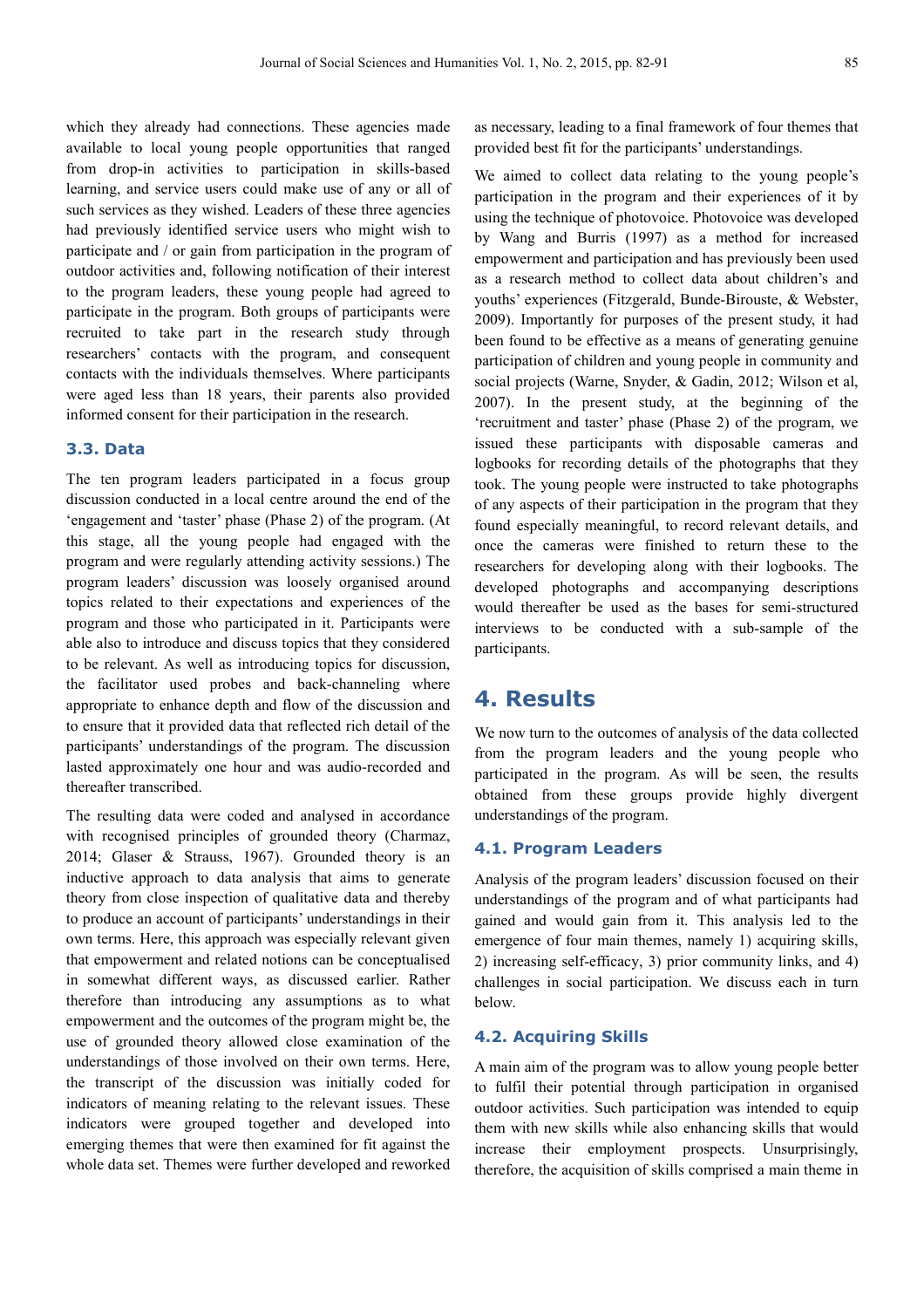which they already had connections. These agencies made available to local young people opportunities that ranged from drop-in activities to participation in skills-based learning, and service users could make use of any or all of such services as they wished. Leaders of these three agencies had previously identified service users who might wish to participate and / or gain from participation in the program of outdoor activities and, following notification of their interest to the program leaders, these young people had agreed to participate in the program. Both groups of participants were recruited to take part in the research study through researchers' contacts with the program, and consequent contacts with the individuals themselves. Where participants were aged less than 18 years, their parents also provided informed consent for their participation in the research.

### 3.3. Data

The ten program leaders participated in a focus group discussion conducted in a local centre around the end of the 'engagement and 'taster' phase (Phase 2) of the program. (At this stage, all the young people had engaged with the program and were regularly attending activity sessions.) The program leaders' discussion was loosely organised around topics related to their expectations and experiences of the program and those who participated in it. Participants were able also to introduce and discuss topics that they considered to be relevant. As well as introducing topics for discussion, the facilitator used probes and back-channeling where appropriate to enhance depth and flow of the discussion and to ensure that it provided data that reflected rich detail of the participants' understandings of the program. The discussion lasted approximately one hour and was audio-recorded and thereafter transcribed.

The resulting data were coded and analysed in accordance with recognised principles of grounded theory (Charmaz, 2014; Glaser & Strauss, 1967). Grounded theory is an inductive approach to data analysis that aims to generate theory from close inspection of qualitative data and thereby to produce an account of participants' understandings in their own terms. Here, this approach was especially relevant given that empowerment and related notions can be conceptualised in somewhat different ways, as discussed earlier. Rather therefore than introducing any assumptions as to what empowerment and the outcomes of the program might be, the use of grounded theory allowed close examination of the understandings of those involved on their own terms. Here, the transcript of the discussion was initially coded for indicators of meaning relating to the relevant issues. These indicators were grouped together and developed into emerging themes that were then examined for fit against the whole data set. Themes were further developed and reworked as necessary, leading to a final framework of four themes that provided best fit for the participants' understandings.

We aimed to collect data relating to the young people's participation in the program and their experiences of it by using the technique of photovoice. Photovoice was developed by Wang and Burris (1997) as a method for increased empowerment and participation and has previously been used as a research method to collect data about children's and youths' experiences (Fitzgerald, Bunde-Birouste, & Webster, 2009). Importantly for purposes of the present study, it had been found to be effective as a means of generating genuine participation of children and young people in community and social projects (Warne, Snyder, & Gadin, 2012; Wilson et al, 2007). In the present study, at the beginning of the 'recruitment and taster' phase (Phase 2) of the program, we issued these participants with disposable cameras and logbooks for recording details of the photographs that they took. The young people were instructed to take photographs of any aspects of their participation in the program that they found especially meaningful, to record relevant details, and once the cameras were finished to return these to the researchers for developing along with their logbooks. The developed photographs and accompanying descriptions would thereafter be used as the bases for semi-structured interviews to be conducted with a sub-sample of the participants.

## 4. Results

We now turn to the outcomes of analysis of the data collected from the program leaders and the young people who participated in the program. As will be seen, the results obtained from these groups provide highly divergent understandings of the program.

### 4.1. Program Leaders

Analysis of the program leaders' discussion focused on their understandings of the program and of what participants had gained and would gain from it. This analysis led to the emergence of four main themes, namely 1) acquiring skills, 2) increasing self-efficacy, 3) prior community links, and 4) challenges in social participation. We discuss each in turn below.

### 4.2. Acquiring Skills

A main aim of the program was to allow young people better to fulfil their potential through participation in organised outdoor activities. Such participation was intended to equip them with new skills while also enhancing skills that would increase their employment prospects. Unsurprisingly, therefore, the acquisition of skills comprised a main theme in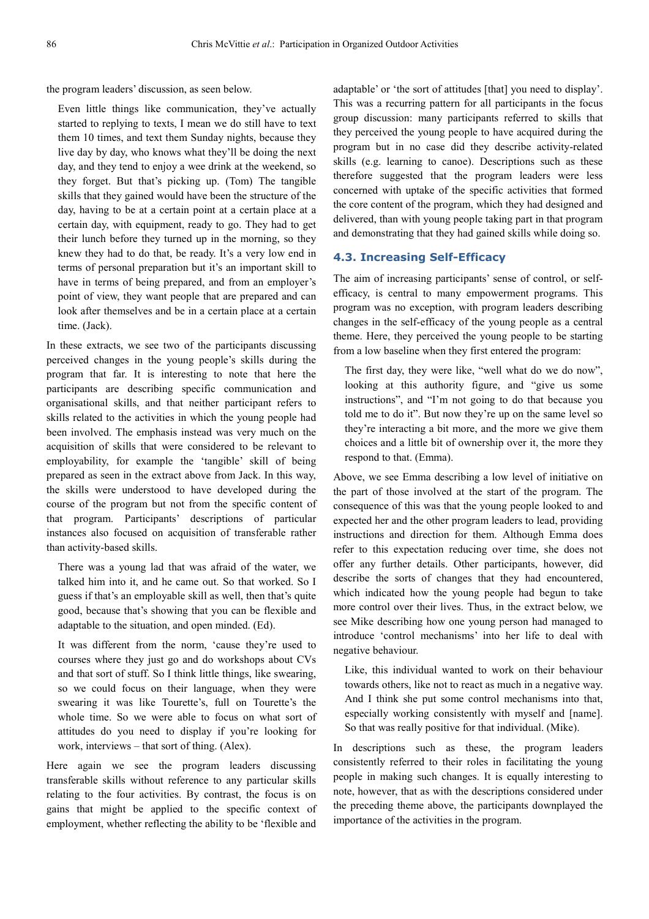the program leaders' discussion, as seen below.

> Even little things like communication, they've actually started to replying to texts, I mean we do still have to text them 10 times, and text them Sunday nights, because they live day by day, who knows what they'll be doing the next day, and they tend to enjoy a wee drink at the weekend, so they forget. But that's picking up. (Tom) The tangible skills that they gained would have been the structure of the day, having to be at a certain point at a certain place at a certain day, with equipment, ready to go. They had to get their lunch before they turned up in the morning, so they knew they had to do that, be ready. It's a very low end in terms of personal preparation but it's an important skill to have in terms of being prepared, and from an employer's point of view, they want people that are prepared and can look after themselves and be in a certain place at a certain time. (Jack).

In these extracts, we see two of the participants discussing perceived changes in the young people's skills during the program that far. It is interesting to note that here the participants are describing specific communication and organisational skills, and that neither participant refers to skills related to the activities in which the young people had been involved. The emphasis instead was very much on the acquisition of skills that were considered to be relevant to employability, for example the 'tangible' skill of being prepared as seen in the extract above from Jack. In this way, the skills were understood to have developed during the course of the program but not from the specific content of that program. Participants' descriptions of particular instances also focused on acquisition of transferable rather than activity-based skills.

> There was a young lad that was afraid of the water, we talked him into it, and he came out. So that worked. So I guess if that's an employable skill as well, then that's quite good, because that's showing that you can be flexible and adaptable to the situation, and open minded. (Ed).

> It was different from the norm, 'cause they're used to courses where they just go and do workshops about CVs and that sort of stuff. So I think little things, like swearing, so we could focus on their language, when they were swearing it was like Tourette's, full on Tourette's the whole time. So we were able to focus on what sort of attitudes do you need to display if you're looking for work, interviews – that sort of thing. (Alex).

Here again we see the program leaders discussing transferable skills without reference to any particular skills relating to the four activities. By contrast, the focus is on gains that might be applied to the specific context of employment, whether reflecting the ability to be 'flexible and adaptable' or 'the sort of attitudes [that] you need to display'. This was a recurring pattern for all participants in the focus group discussion: many participants referred to skills that they perceived the young people to have acquired during the program but in no case did they describe activity-related skills (e.g. learning to canoe). Descriptions such as these therefore suggested that the program leaders were less concerned with uptake of the specific activities that formed the core content of the program, which they had designed and delivered, than with young people taking part in that program and demonstrating that they had gained skills while doing so.

### 4.3. Increasing Self-Efficacy

The aim of increasing participants' sense of control, or self-efficacy, is central to many empowerment programs. This program was no exception, with program leaders describing changes in the self-efficacy of the young people as a central theme. Here, they perceived the young people to be starting from a low baseline when they first entered the program:

> The first day, they were like, "well what do we do now", looking at this authority figure, and "give us some instructions", and "I'm not going to do that because you told me to do it". But now they're up on the same level so they're interacting a bit more, and the more we give them choices and a little bit of ownership over it, the more they respond to that. (Emma).

Above, we see Emma describing a low level of initiative on the part of those involved at the start of the program. The consequence of this was that the young people looked to and expected her and the other program leaders to lead, providing instructions and direction for them. Although Emma does refer to this expectation reducing over time, she does not offer any further details. Other participants, however, did describe the sorts of changes that they had encountered, which indicated how the young people had begun to take more control over their lives. Thus, in the extract below, we see Mike describing how one young person had managed to introduce 'control mechanisms' into her life to deal with negative behaviour.

> Like, this individual wanted to work on their behaviour towards others, like not to react as much in a negative way. And I think she put some control mechanisms into that, especially working consistently with myself and [name]. So that was really positive for that individual. (Mike).

In descriptions such as these, the program leaders consistently referred to their roles in facilitating the young people in making such changes. It is equally interesting to note, however, that as with the descriptions considered under the preceding theme above, the participants downplayed the importance of the activities in the program.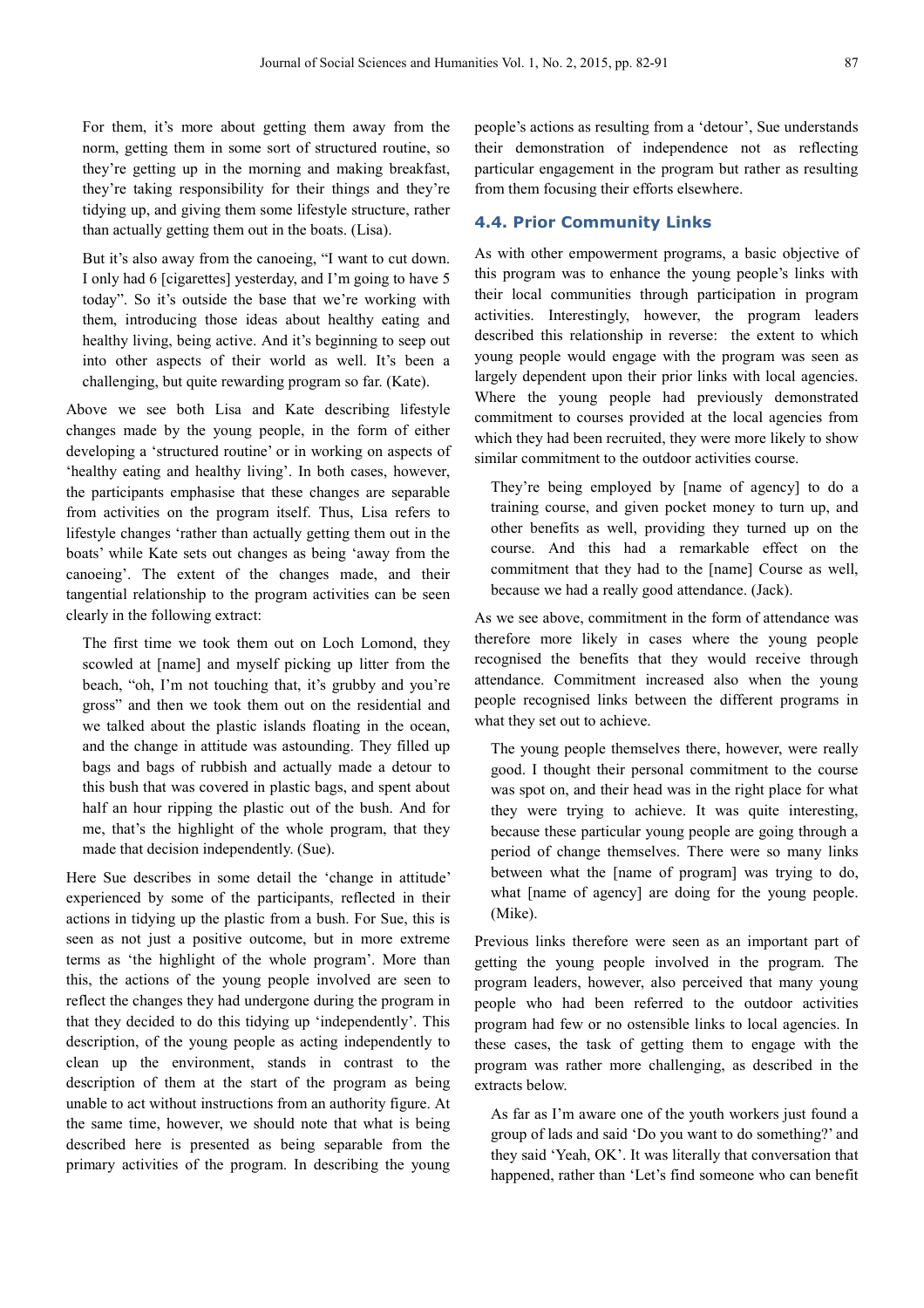> For them, it's more about getting them away from the norm, getting them in some sort of structured routine, so they're getting up in the morning and making breakfast, they're taking responsibility for their things and they're tidying up, and giving them some lifestyle structure, rather than actually getting them out in the boats. (Lisa).

> But it's also away from the canoeing, "I want to cut down. I only had 6 [cigarettes] yesterday, and I'm going to have 5 today". So it's outside the base that we're working with them, introducing those ideas about healthy eating and healthy living, being active. And it's beginning to seep out into other aspects of their world as well. It's been a challenging, but quite rewarding program so far. (Kate).

Above we see both Lisa and Kate describing lifestyle changes made by the young people, in the form of either developing a 'structured routine' or in working on aspects of 'healthy eating and healthy living'. In both cases, however, the participants emphasise that these changes are separable from activities on the program itself. Thus, Lisa refers to lifestyle changes 'rather than actually getting them out in the boats' while Kate sets out changes as being 'away from the canoeing'. The extent of the changes made, and their tangential relationship to the program activities can be seen clearly in the following extract:

> The first time we took them out on Loch Lomond, they scowled at [name] and myself picking up litter from the beach, "oh, I'm not touching that, it's grubby and you're gross" and then we took them out on the residential and we talked about the plastic islands floating in the ocean, and the change in attitude was astounding. They filled up bags and bags of rubbish and actually made a detour to this bush that was covered in plastic bags, and spent about half an hour ripping the plastic out of the bush. And for me, that's the highlight of the whole program, that they made that decision independently. (Sue).

Here Sue describes in some detail the 'change in attitude' experienced by some of the participants, reflected in their actions in tidying up the plastic from a bush. For Sue, this is seen as not just a positive outcome, but in more extreme terms as 'the highlight of the whole program'. More than this, the actions of the young people involved are seen to reflect the changes they had undergone during the program in that they decided to do this tidying up 'independently'. This description, of the young people as acting independently to clean up the environment, stands in contrast to the description of them at the start of the program as being unable to act without instructions from an authority figure. At the same time, however, we should note that what is being described here is presented as being separable from the primary activities of the program. In describing the young people's actions as resulting from a 'detour', Sue understands their demonstration of independence not as reflecting particular engagement in the program but rather as resulting from them focusing their efforts elsewhere.

### 4.4. Prior Community Links

As with other empowerment programs, a basic objective of this program was to enhance the young people's links with their local communities through participation in program activities. Interestingly, however, the program leaders described this relationship in reverse: the extent to which young people would engage with the program was seen as largely dependent upon their prior links with local agencies. Where the young people had previously demonstrated commitment to courses provided at the local agencies from which they had been recruited, they were more likely to show similar commitment to the outdoor activities course.

> They're being employed by [name of agency] to do a training course, and given pocket money to turn up, and other benefits as well, providing they turned up on the course. And this had a remarkable effect on the commitment that they had to the [name] Course as well, because we had a really good attendance. (Jack).

As we see above, commitment in the form of attendance was therefore more likely in cases where the young people recognised the benefits that they would receive through attendance. Commitment increased also when the young people recognised links between the different programs in what they set out to achieve.

> The young people themselves there, however, were really good. I thought their personal commitment to the course was spot on, and their head was in the right place for what they were trying to achieve. It was quite interesting, because these particular young people are going through a period of change themselves. There were so many links between what the [name of program] was trying to do, what [name of agency] are doing for the young people. (Mike).

Previous links therefore were seen as an important part of getting the young people involved in the program. The program leaders, however, also perceived that many young people who had been referred to the outdoor activities program had few or no ostensible links to local agencies. In these cases, the task of getting them to engage with the program was rather more challenging, as described in the extracts below.

> As far as I'm aware one of the youth workers just found a group of lads and said 'Do you want to do something?' and they said 'Yeah, OK'. It was literally that conversation that happened, rather than 'Let's find someone who can benefit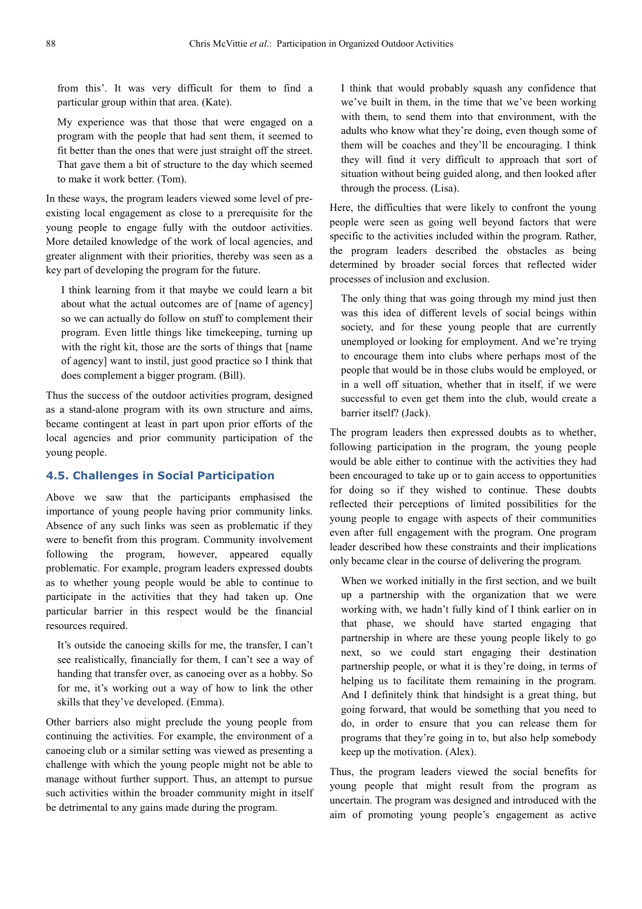from this'. It was very difficult for them to find a particular group within that area. (Kate).

> My experience was that those that were engaged on a program with the people that had sent them, it seemed to fit better than the ones that were just straight off the street. That gave them a bit of structure to the day which seemed to make it work better. (Tom).

In these ways, the program leaders viewed some level of pre-existing local engagement as close to a prerequisite for the young people to engage fully with the outdoor activities. More detailed knowledge of the work of local agencies, and greater alignment with their priorities, thereby was seen as a key part of developing the program for the future.

> I think learning from it that maybe we could learn a bit about what the actual outcomes are of [name of agency] so we can actually do follow on stuff to complement their program. Even little things like timekeeping, turning up with the right kit, those are the sorts of things that [name of agency] want to instil, just good practice so I think that does complement a bigger program. (Bill).

Thus the success of the outdoor activities program, designed as a stand-alone program with its own structure and aims, became contingent at least in part upon prior efforts of the local agencies and prior community participation of the young people.

### 4.5. Challenges in Social Participation

Above we saw that the participants emphasised the importance of young people having prior community links. Absence of any such links was seen as problematic if they were to benefit from this program. Community involvement following the program, however, appeared equally problematic. For example, program leaders expressed doubts as to whether young people would be able to continue to participate in the activities that they had taken up. One particular barrier in this respect would be the financial resources required.

> It's outside the canoeing skills for me, the transfer, I can't see realistically, financially for them, I can't see a way of handing that transfer over, as canoeing over as a hobby. So for me, it's working out a way of how to link the other skills that they've developed. (Emma).

Other barriers also might preclude the young people from continuing the activities. For example, the environment of a canoeing club or a similar setting was viewed as presenting a challenge with which the young people might not be able to manage without further support. Thus, an attempt to pursue such activities within the broader community might in itself be detrimental to any gains made during the program.

> I think that would probably squash any confidence that we've built in them, in the time that we've been working with them, to send them into that environment, with the adults who know what they're doing, even though some of them will be coaches and they'll be encouraging. I think they will find it very difficult to approach that sort of situation without being guided along, and then looked after through the process. (Lisa).

Here, the difficulties that were likely to confront the young people were seen as going well beyond factors that were specific to the activities included within the program. Rather, the program leaders described the obstacles as being determined by broader social forces that reflected wider processes of inclusion and exclusion.

> The only thing that was going through my mind just then was this idea of different levels of social beings within society, and for these young people that are currently unemployed or looking for employment. And we're trying to encourage them into clubs where perhaps most of the people that would be in those clubs would be employed, or in a well off situation, whether that in itself, if we were successful to even get them into the club, would create a barrier itself? (Jack).

The program leaders then expressed doubts as to whether, following participation in the program, the young people would be able either to continue with the activities they had been encouraged to take up or to gain access to opportunities for doing so if they wished to continue. These doubts reflected their perceptions of limited possibilities for the young people to engage with aspects of their communities even after full engagement with the program. One program leader described how these constraints and their implications only became clear in the course of delivering the program.

> When we worked initially in the first section, and we built up a partnership with the organization that we were working with, we hadn't fully kind of I think earlier on in that phase, we should have started engaging that partnership in where are these young people likely to go next, so we could start engaging their destination partnership people, or what it is they're doing, in terms of helping us to facilitate them remaining in the program. And I definitely think that hindsight is a great thing, but going forward, that would be something that you need to do, in order to ensure that you can release them for programs that they're going in to, but also help somebody keep up the motivation. (Alex).

Thus, the program leaders viewed the social benefits for young people that might result from the program as uncertain. The program was designed and introduced with the aim of promoting young people's engagement as active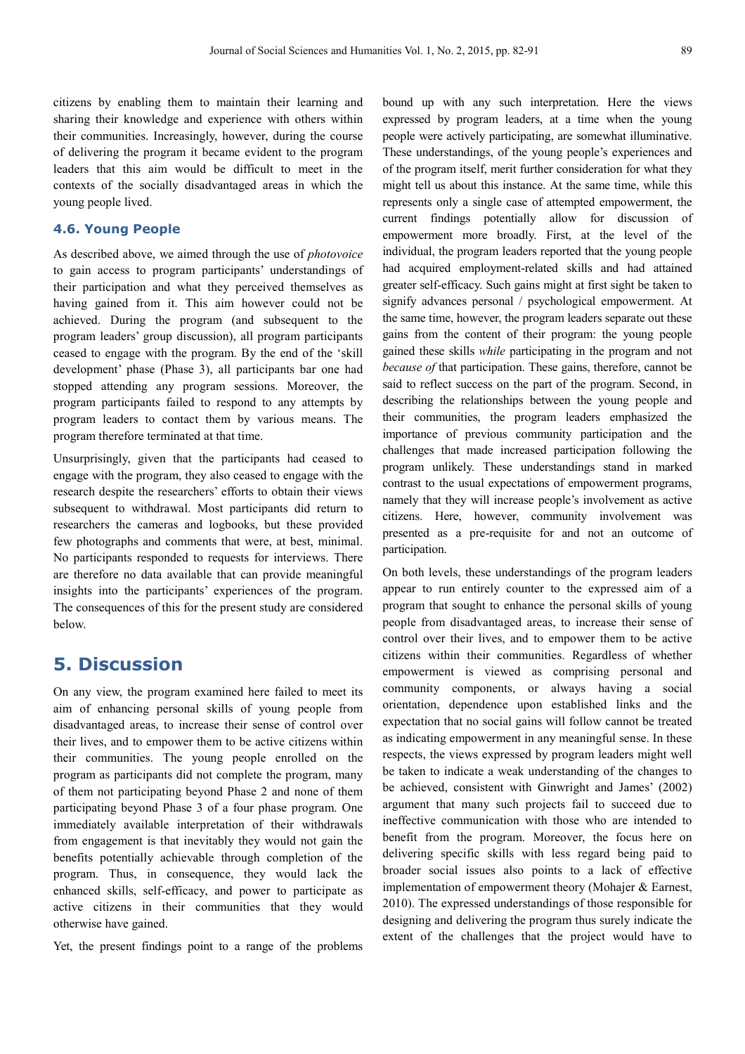citizens by enabling them to maintain their learning and sharing their knowledge and experience with others within their communities. Increasingly, however, during the course of delivering the program it became evident to the program leaders that this aim would be difficult to meet in the contexts of the socially disadvantaged areas in which the young people lived.

### 4.6. Young People

As described above, we aimed through the use of *photovoice* to gain access to program participants' understandings of their participation and what they perceived themselves as having gained from it. This aim however could not be achieved. During the program (and subsequent to the program leaders' group discussion), all program participants ceased to engage with the program. By the end of the 'skill development' phase (Phase 3), all participants bar one had stopped attending any program sessions. Moreover, the program participants failed to respond to any attempts by program leaders to contact them by various means. The program therefore terminated at that time.

Unsurprisingly, given that the participants had ceased to engage with the program, they also ceased to engage with the research despite the researchers' efforts to obtain their views subsequent to withdrawal. Most participants did return to researchers the cameras and logbooks, but these provided few photographs and comments that were, at best, minimal. No participants responded to requests for interviews. There are therefore no data available that can provide meaningful insights into the participants' experiences of the program. The consequences of this for the present study are considered below.

## 5. Discussion

On any view, the program examined here failed to meet its aim of enhancing personal skills of young people from disadvantaged areas, to increase their sense of control over their lives, and to empower them to be active citizens within their communities. The young people enrolled on the program as participants did not complete the program, many of them not participating beyond Phase 2 and none of them participating beyond Phase 3 of a four phase program. One immediately available interpretation of their withdrawals from engagement is that inevitably they would not gain the benefits potentially achievable through completion of the program. Thus, in consequence, they would lack the enhanced skills, self-efficacy, and power to participate as active citizens in their communities that they would otherwise have gained.

Yet, the present findings point to a range of the problems bound up with any such interpretation. Here the views expressed by program leaders, at a time when the young people were actively participating, are somewhat illuminative. These understandings, of the young people's experiences and of the program itself, merit further consideration for what they might tell us about this instance. At the same time, while this represents only a single case of attempted empowerment, the current findings potentially allow for discussion of empowerment more broadly. First, at the level of the individual, the program leaders reported that the young people had acquired employment-related skills and had attained greater self-efficacy. Such gains might at first sight be taken to signify advances personal / psychological empowerment. At the same time, however, the program leaders separate out these gains from the content of their program: the young people gained these skills *while* participating in the program and not *because of* that participation. These gains, therefore, cannot be said to reflect success on the part of the program. Second, in describing the relationships between the young people and their communities, the program leaders emphasized the importance of previous community participation and the challenges that made increased participation following the program unlikely. These understandings stand in marked contrast to the usual expectations of empowerment programs, namely that they will increase people's involvement as active citizens. Here, however, community involvement was presented as a pre-requisite for and not an outcome of participation.

On both levels, these understandings of the program leaders appear to run entirely counter to the expressed aim of a program that sought to enhance the personal skills of young people from disadvantaged areas, to increase their sense of control over their lives, and to empower them to be active citizens within their communities. Regardless of whether empowerment is viewed as comprising personal and community components, or always having a social orientation, dependence upon established links and the expectation that no social gains will follow cannot be treated as indicating empowerment in any meaningful sense. In these respects, the views expressed by program leaders might well be taken to indicate a weak understanding of the changes to be achieved, consistent with Ginwright and James' (2002) argument that many such projects fail to succeed due to ineffective communication with those who are intended to benefit from the program. Moreover, the focus here on delivering specific skills with less regard being paid to broader social issues also points to a lack of effective implementation of empowerment theory (Mohajer & Earnest, 2010). The expressed understandings of those responsible for designing and delivering the program thus surely indicate the extent of the challenges that the project would have to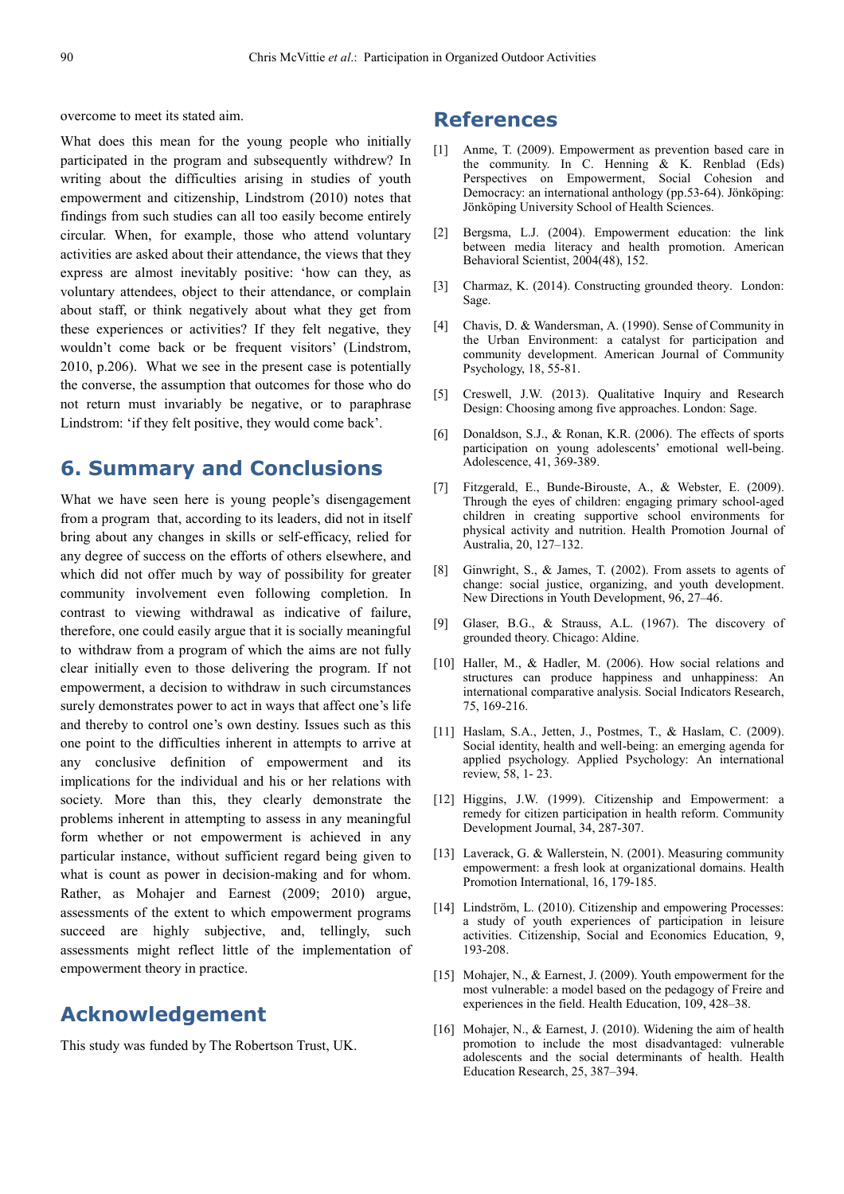overcome to meet its stated aim.

What does this mean for the young people who initially participated in the program and subsequently withdrew? In writing about the difficulties arising in studies of youth empowerment and citizenship, Lindstrom (2010) notes that findings from such studies can all too easily become entirely circular. When, for example, those who attend voluntary activities are asked about their attendance, the views that they express are almost inevitably positive: 'how can they, as voluntary attendees, object to their attendance, or complain about staff, or think negatively about what they get from these experiences or activities? If they felt negative, they wouldn't come back or be frequent visitors' (Lindstrom, 2010, p.206). What we see in the present case is potentially the converse, the assumption that outcomes for those who do not return must invariably be negative, or to paraphrase Lindstrom: 'if they felt positive, they would come back'.

## 6. Summary and Conclusions

What we have seen here is young people's disengagement from a program that, according to its leaders, did not in itself bring about any changes in skills or self-efficacy, relied for any degree of success on the efforts of others elsewhere, and which did not offer much by way of possibility for greater community involvement even following completion. In contrast to viewing withdrawal as indicative of failure, therefore, one could easily argue that it is socially meaningful to withdraw from a program of which the aims are not fully clear initially even to those delivering the program. If not empowerment, a decision to withdraw in such circumstances surely demonstrates power to act in ways that affect one's life and thereby to control one's own destiny. Issues such as this one point to the difficulties inherent in attempts to arrive at any conclusive definition of empowerment and its implications for the individual and his or her relations with society. More than this, they clearly demonstrate the problems inherent in attempting to assess in any meaningful form whether or not empowerment is achieved in any particular instance, without sufficient regard being given to what is count as power in decision-making and for whom. Rather, as Mohajer and Earnest (2009; 2010) argue, assessments of the extent to which empowerment programs succeed are highly subjective, and, tellingly, such assessments might reflect little of the implementation of empowerment theory in practice.

## Acknowledgement

This study was funded by The Robertson Trust, UK.

## References

[1] Anme, T. (2009). Empowerment as prevention based care in the community. In C. Henning & K. Renblad (Eds) Perspectives on Empowerment, Social Cohesion and Democracy: an international anthology (pp.53-64). Jönköping: Jönköping University School of Health Sciences.

[2] Bergsma, L.J. (2004). Empowerment education: the link between media literacy and health promotion. American Behavioral Scientist, 2004(48), 152.

[3] Charmaz, K. (2014). Constructing grounded theory. London: Sage.

[4] Chavis, D. & Wandersman, A. (1990). Sense of Community in the Urban Environment: a catalyst for participation and community development. American Journal of Community Psychology, 18, 55-81.

[5] Creswell, J.W. (2013). Qualitative Inquiry and Research Design: Choosing among five approaches. London: Sage.

[6] Donaldson, S.J., & Ronan, K.R. (2006). The effects of sports participation on young adolescents' emotional well-being. Adolescence, 41, 369-389.

[7] Fitzgerald, E., Bunde-Birouste, A., & Webster, E. (2009). Through the eyes of children: engaging primary school-aged children in creating supportive school environments for physical activity and nutrition. Health Promotion Journal of Australia, 20, 127–132.

[8] Ginwright, S., & James, T. (2002). From assets to agents of change: social justice, organizing, and youth development. New Directions in Youth Development, 96, 27–46.

[9] Glaser, B.G., & Strauss, A.L. (1967). The discovery of grounded theory. Chicago: Aldine.

[10] Haller, M., & Hadler, M. (2006). How social relations and structures can produce happiness and unhappiness: An international comparative analysis. Social Indicators Research, 75, 169-216.

[11] Haslam, S.A., Jetten, J., Postmes, T., & Haslam, C. (2009). Social identity, health and well-being: an emerging agenda for applied psychology. Applied Psychology: An international review, 58, 1- 23.

[12] Higgins, J.W. (1999). Citizenship and Empowerment: a remedy for citizen participation in health reform. Community Development Journal, 34, 287-307.

[13] Laverack, G. & Wallerstein, N. (2001). Measuring community empowerment: a fresh look at organizational domains. Health Promotion International, 16, 179-185.

[14] Lindström, L. (2010). Citizenship and empowering Processes: a study of youth experiences of participation in leisure activities. Citizenship, Social and Economics Education, 9, 193-208.

[15] Mohajer, N., & Earnest, J. (2009). Youth empowerment for the most vulnerable: a model based on the pedagogy of Freire and experiences in the field. Health Education, 109, 428–38.

[16] Mohajer, N., & Earnest, J. (2010). Widening the aim of health promotion to include the most disadvantaged: vulnerable adolescents and the social determinants of health. Health Education Research, 25, 387–394.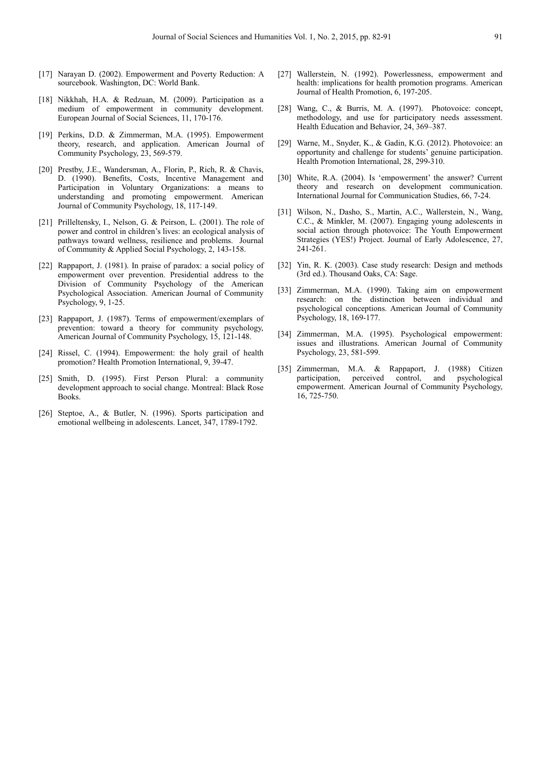[17] Narayan D. (2002). Empowerment and Poverty Reduction: A sourcebook. Washington, DC: World Bank.

[18] Nikkhah, H.A. & Redzuan, M. (2009). Participation as a medium of empowerment in community development. European Journal of Social Sciences, 11, 170-176.

[19] Perkins, D.D. & Zimmerman, M.A. (1995). Empowerment theory, research, and application. American Journal of Community Psychology, 23, 569-579.

[20] Prestby, J.E., Wandersman, A., Florin, P., Rich, R. & Chavis, D. (1990). Benefits, Costs, Incentive Management and Participation in Voluntary Organizations: a means to understanding and promoting empowerment. American Journal of Community Psychology, 18, 117-149.

[21] Prilleltensky, I., Nelson, G. & Peirson, L. (2001). The role of power and control in children's lives: an ecological analysis of pathways toward wellness, resilience and problems. Journal of Community & Applied Social Psychology, 2, 143-158.

[22] Rappaport, J. (1981). In praise of paradox: a social policy of empowerment over prevention. Presidential address to the Division of Community Psychology of the American Psychological Association. American Journal of Community Psychology, 9, 1-25.

[23] Rappaport, J. (1987). Terms of empowerment/exemplars of prevention: toward a theory for community psychology, American Journal of Community Psychology, 15, 121-148.

[24] Rissel, C. (1994). Empowerment: the holy grail of health promotion? Health Promotion International, 9, 39-47.

[25] Smith, D. (1995). First Person Plural: a community development approach to social change. Montreal: Black Rose Books.

[26] Steptoe, A., & Butler, N. (1996). Sports participation and emotional wellbeing in adolescents. Lancet, 347, 1789-1792.

[27] Wallerstein, N. (1992). Powerlessness, empowerment and health: implications for health promotion programs. American Journal of Health Promotion, 6, 197-205.

[28] Wang, C., & Burris, M. A. (1997). Photovoice: concept, methodology, and use for participatory needs assessment. Health Education and Behavior, 24, 369–387.

[29] Warne, M., Snyder, K., & Gadin, K.G. (2012). Photovoice: an opportunity and challenge for students' genuine participation. Health Promotion International, 28, 299-310.

[30] White, R.A. (2004). Is 'empowerment' the answer? Current theory and research on development communication. International Journal for Communication Studies, 66, 7-24.

[31] Wilson, N., Dasho, S., Martin, A.C., Wallerstein, N., Wang, C.C., & Minkler, M. (2007). Engaging young adolescents in social action through photovoice: The Youth Empowerment Strategies (YES!) Project. Journal of Early Adolescence, 27, 241-261.

[32] Yin, R. K. (2003). Case study research: Design and methods (3rd ed.). Thousand Oaks, CA: Sage.

[33] Zimmerman, M.A. (1990). Taking aim on empowerment research: on the distinction between individual and psychological conceptions. American Journal of Community Psychology, 18, 169-177.

[34] Zimmerman, M.A. (1995). Psychological empowerment: issues and illustrations. American Journal of Community Psychology, 23, 581-599.

[35] Zimmerman, M.A. & Rappaport, J. (1988) Citizen participation, perceived control, and psychological empowerment. American Journal of Community Psychology, 16, 725-750.